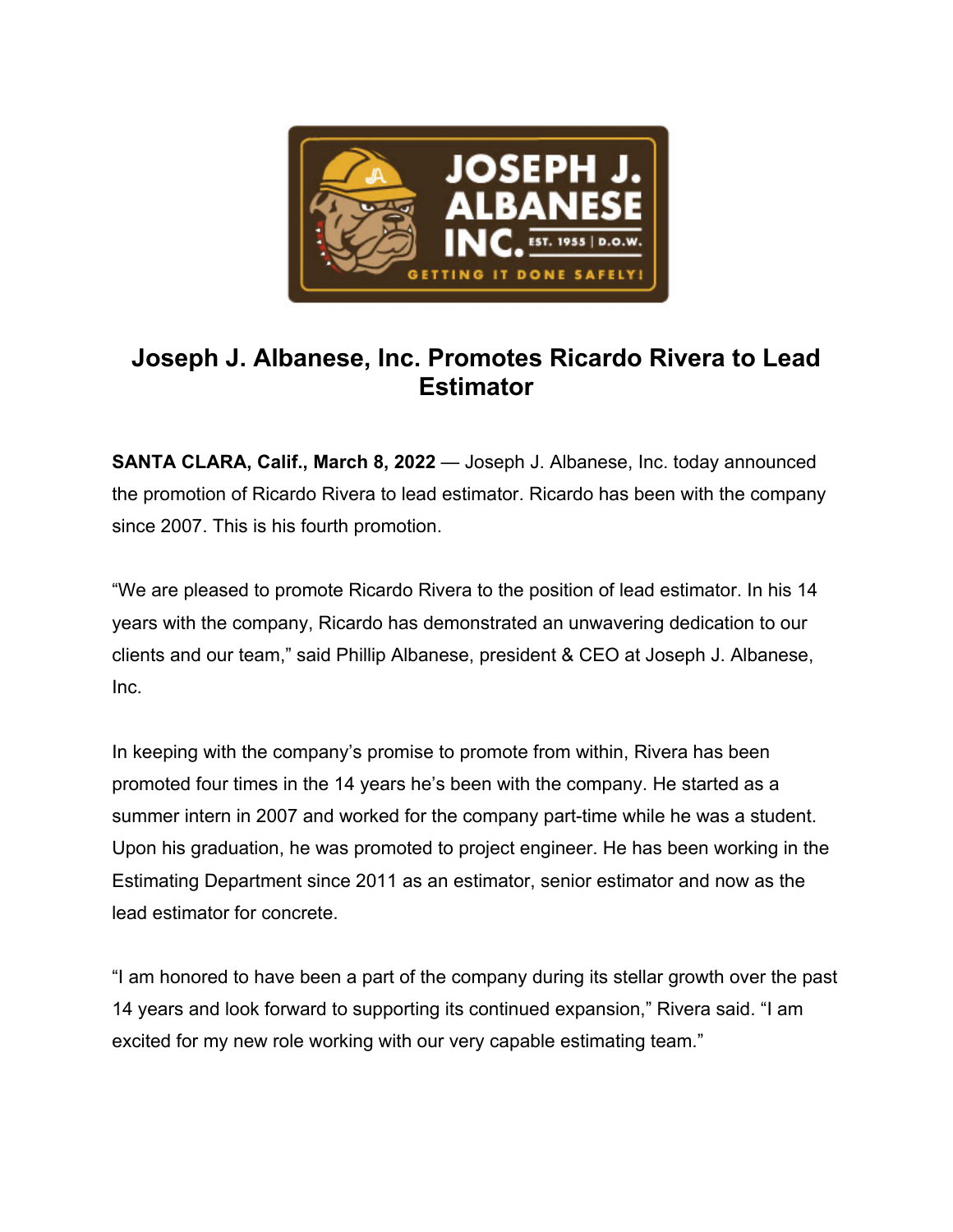# Joseph J. Albanese, Inc. Promotes Ricardo Rivera to Lead Estimator

**SANTA CLARA, Calif., March 8, 2022** — Joseph J. Albanese, Inc. today announced the promotion of Ricardo Rivera to lead estimator. Ricardo has been with the company since 2007. This is his fourth promotion.

"We are pleased to promote Ricardo Rivera to the position of lead estimator. In his 14 years with the company, Ricardo has demonstrated an unwavering dedication to our clients and our team," said Phillip Albanese, president & CEO at Joseph J. Albanese, Inc.

In keeping with the company's promise to promote from within, Rivera has been promoted four times in the 14 years he's been with the company. He started as a summer intern in 2007 and worked for the company part-time while he was a student. Upon his graduation, he was promoted to project engineer. He has been working in the Estimating Department since 2011 as an estimator, senior estimator and now as the lead estimator for concrete.

"I am honored to have been a part of the company during its stellar growth over the past 14 years and look forward to supporting its continued expansion," Rivera said. "I am excited for my new role working with our very capable estimating team."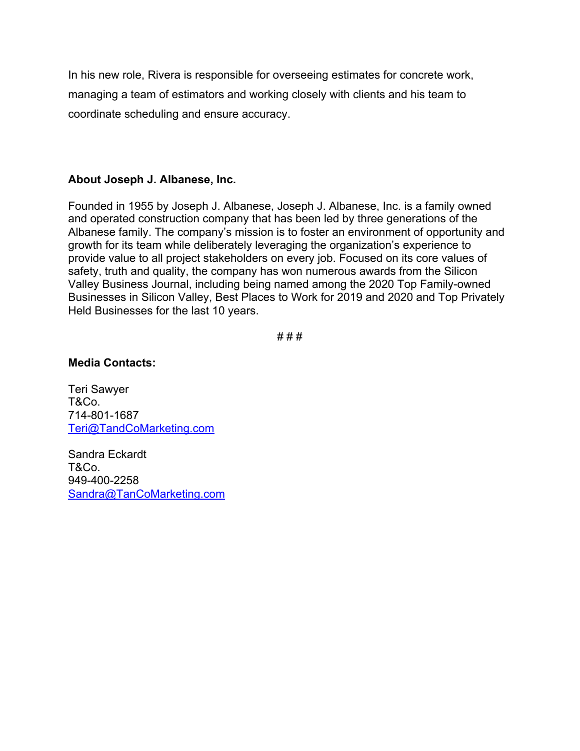In his new role, Rivera is responsible for overseeing estimates for concrete work, managing a team of estimators and working closely with clients and his team to coordinate scheduling and ensure accuracy.

**About Joseph J. Albanese, Inc.**

Founded in 1955 by Joseph J. Albanese, Joseph J. Albanese, Inc. is a family owned and operated construction company that has been led by three generations of the Albanese family. The company's mission is to foster an environment of opportunity and growth for its team while deliberately leveraging the organization's experience to provide value to all project stakeholders on every job. Focused on its core values of safety, truth and quality, the company has won numerous awards from the Silicon Valley Business Journal, including being named among the 2020 Top Family-owned Businesses in Silicon Valley, Best Places to Work for 2019 and 2020 and Top Privately Held Businesses for the last 10 years.

# # #

**Media Contacts:**

Teri Sawyer
T&Co.
714-801-1687
Teri@TandCoMarketing.com

Sandra Eckardt
T&Co.
949-400-2258
Sandra@TanCoMarketing.com